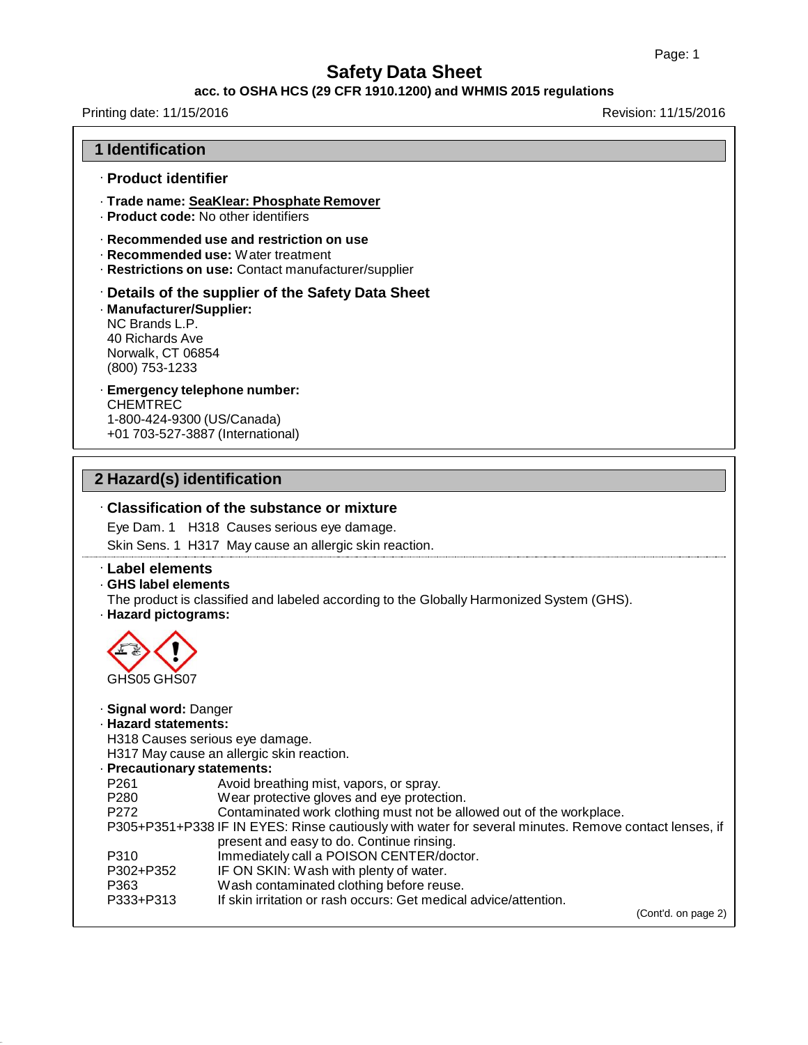# Safety Data Sheet

**acc. to OSHA HCS (29 CFR 1910.1200) and WHMIS 2015 regulations**

Printing date: 11/15/2016 Revision: 11/15/2016

## 1 Identification

### · Product identifier

· **Trade name: SeaKlear: Phosphate Remover**
· **Product code:** No other identifiers

· **Recommended use and restriction on use**
· **Recommended use:** Water treatment
· **Restrictions on use:** Contact manufacturer/supplier

### · Details of the supplier of the Safety Data Sheet

· **Manufacturer/Supplier:**
NC Brands L.P.
40 Richards Ave
Norwalk, CT 06854
(800) 753-1233

· **Emergency telephone number:**
CHEMTREC
1-800-424-9300 (US/Canada)
+01 703-527-3887 (International)

## 2 Hazard(s) identification

### · Classification of the substance or mixture

Eye Dam. 1 H318 Causes serious eye damage.
Skin Sens. 1 H317 May cause an allergic skin reaction.

### · Label elements

· **GHS label elements**
The product is classified and labeled according to the Globally Harmonized System (GHS).
· **Hazard pictograms:**

GHS05 GHS07

· **Signal word:** Danger
· **Hazard statements:**
H318 Causes serious eye damage.
H317 May cause an allergic skin reaction.
· **Precautionary statements:**

| | |
|---|---|
| P261 | Avoid breathing mist, vapors, or spray. |
| P280 | Wear protective gloves and eye protection. |
| P272 | Contaminated work clothing must not be allowed out of the workplace. |
| P305+P351+P338 | IF IN EYES: Rinse cautiously with water for several minutes. Remove contact lenses, if present and easy to do. Continue rinsing. |
| P310 | Immediately call a POISON CENTER/doctor. |
| P302+P352 | IF ON SKIN: Wash with plenty of water. |
| P363 | Wash contaminated clothing before reuse. |
| P333+P313 | If skin irritation or rash occurs: Get medical advice/attention. |

(Cont'd. on page 2)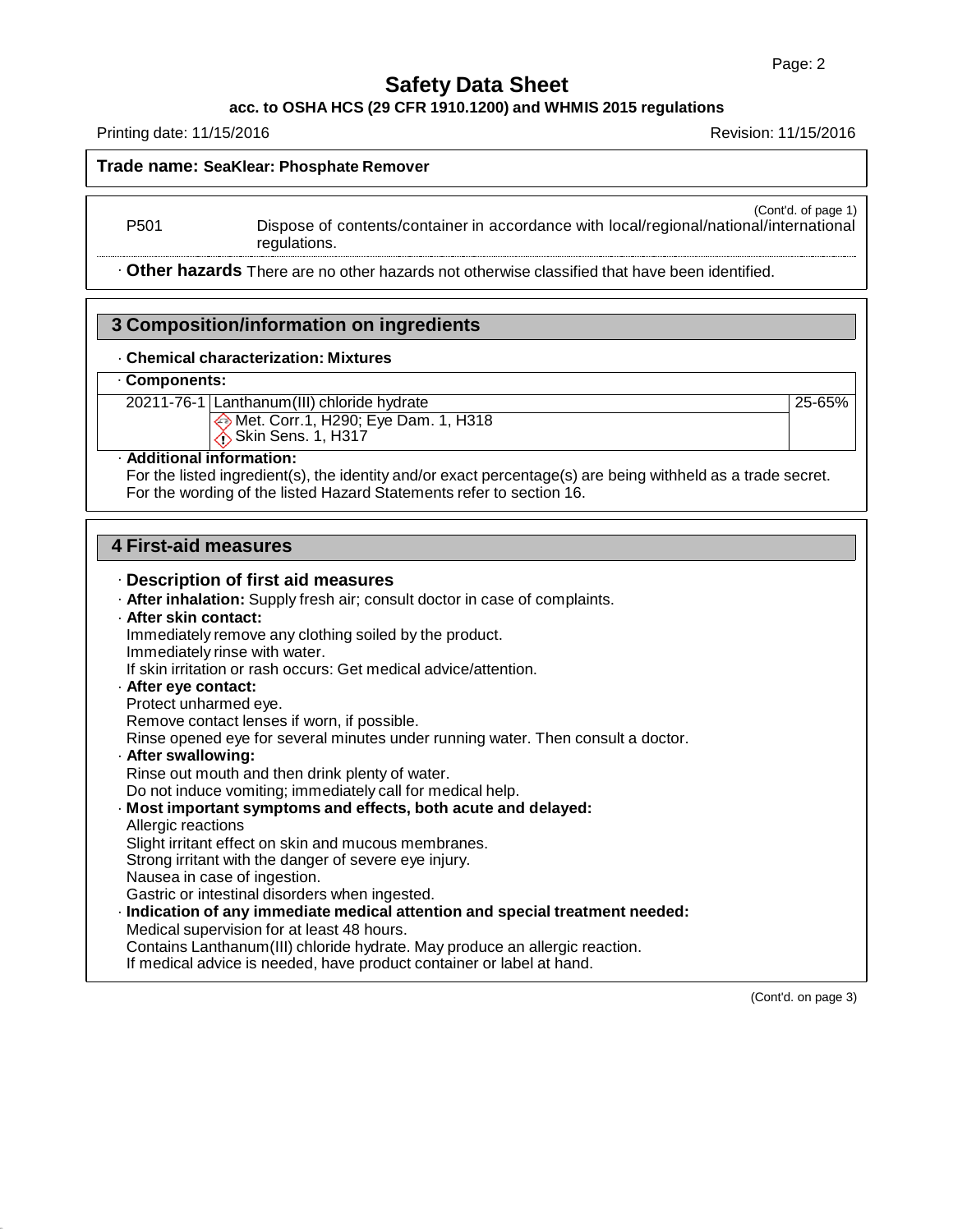**Trade name: SeaKlear: Phosphate Remover**

(Cont'd. of page 1)

P501 Dispose of contents/container in accordance with local/regional/national/international regulations.

· **Other hazards** There are no other hazards not otherwise classified that have been identified.

## 3 Composition/information on ingredients

· **Chemical characterization: Mixtures**

| · **Components:** | | |
|---|---|---|
| 20211-76-1 | Lanthanum(III) chloride hydrate | 25-65% |
| | Met. Corr.1, H290; Eye Dam. 1, H318<br>Skin Sens. 1, H317 | |

· **Additional information:**
For the listed ingredient(s), the identity and/or exact percentage(s) are being withheld as a trade secret.
For the wording of the listed Hazard Statements refer to section 16.

## 4 First-aid measures

· **Description of first aid measures**

· **After inhalation:** Supply fresh air; consult doctor in case of complaints.

· **After skin contact:**
Immediately remove any clothing soiled by the product.
Immediately rinse with water.
If skin irritation or rash occurs: Get medical advice/attention.

· **After eye contact:**
Protect unharmed eye.
Remove contact lenses if worn, if possible.
Rinse opened eye for several minutes under running water. Then consult a doctor.

· **After swallowing:**
Rinse out mouth and then drink plenty of water.
Do not induce vomiting; immediately call for medical help.

· **Most important symptoms and effects, both acute and delayed:**
Allergic reactions
Slight irritant effect on skin and mucous membranes.
Strong irritant with the danger of severe eye injury.
Nausea in case of ingestion.
Gastric or intestinal disorders when ingested.

· **Indication of any immediate medical attention and special treatment needed:**
Medical supervision for at least 48 hours.
Contains Lanthanum(III) chloride hydrate. May produce an allergic reaction.
If medical advice is needed, have product container or label at hand.

(Cont'd. on page 3)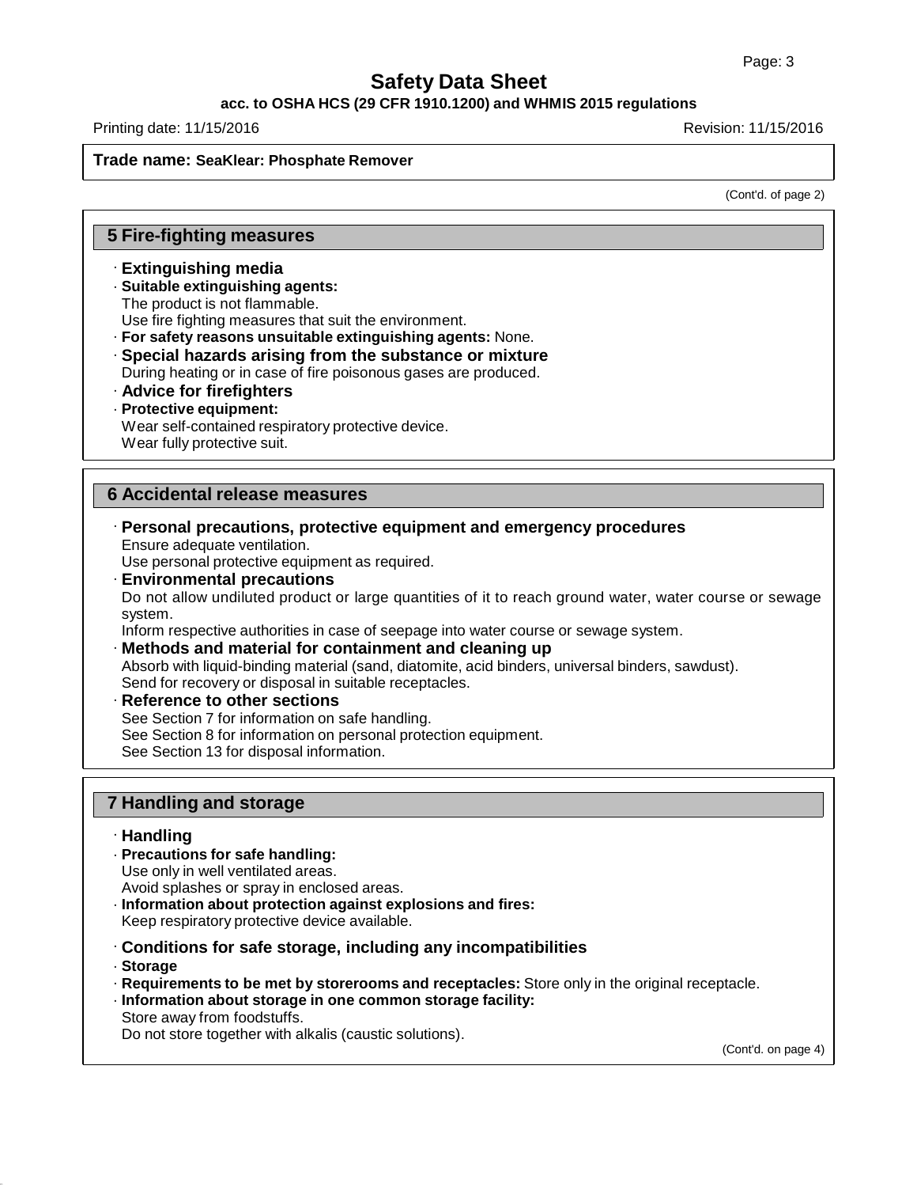**Trade name: SeaKlear: Phosphate Remover**

(Cont'd. of page 2)

## 5 Fire-fighting measures

· **Extinguishing media**

· **Suitable extinguishing agents:**
The product is not flammable.
Use fire fighting measures that suit the environment.

· **For safety reasons unsuitable extinguishing agents:** None.

· **Special hazards arising from the substance or mixture**
During heating or in case of fire poisonous gases are produced.

· **Advice for firefighters**

· **Protective equipment:**
Wear self-contained respiratory protective device.
Wear fully protective suit.

## 6 Accidental release measures

· **Personal precautions, protective equipment and emergency procedures**
Ensure adequate ventilation.
Use personal protective equipment as required.

· **Environmental precautions**
Do not allow undiluted product or large quantities of it to reach ground water, water course or sewage system.
Inform respective authorities in case of seepage into water course or sewage system.

· **Methods and material for containment and cleaning up**
Absorb with liquid-binding material (sand, diatomite, acid binders, universal binders, sawdust).
Send for recovery or disposal in suitable receptacles.

· **Reference to other sections**
See Section 7 for information on safe handling.
See Section 8 for information on personal protection equipment.
See Section 13 for disposal information.

## 7 Handling and storage

· **Handling**

· **Precautions for safe handling:**
Use only in well ventilated areas.
Avoid splashes or spray in enclosed areas.

· **Information about protection against explosions and fires:**
Keep respiratory protective device available.

· **Conditions for safe storage, including any incompatibilities**

· **Storage**

· **Requirements to be met by storerooms and receptacles:** Store only in the original receptacle.

· **Information about storage in one common storage facility:**
Store away from foodstuffs.
Do not store together with alkalis (caustic solutions).

(Cont'd. on page 4)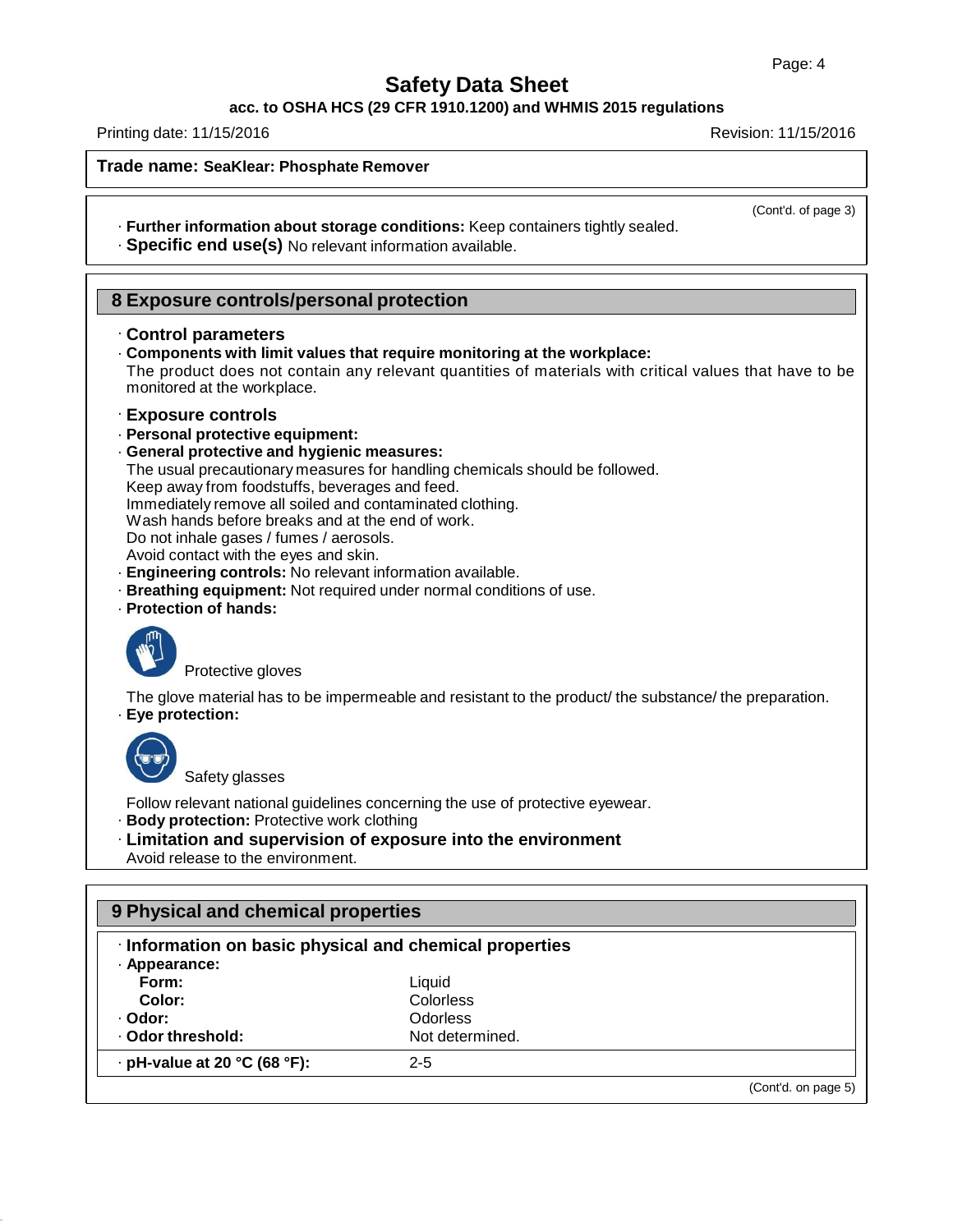**Trade name: SeaKlear: Phosphate Remover**

(Cont'd. of page 3)

· **Further information about storage conditions:** Keep containers tightly sealed.
· **Specific end use(s)** No relevant information available.

## 8 Exposure controls/personal protection

· **Control parameters**
· **Components with limit values that require monitoring at the workplace:**
The product does not contain any relevant quantities of materials with critical values that have to be monitored at the workplace.

· **Exposure controls**
· **Personal protective equipment:**
· **General protective and hygienic measures:**
The usual precautionary measures for handling chemicals should be followed.
Keep away from foodstuffs, beverages and feed.
Immediately remove all soiled and contaminated clothing.
Wash hands before breaks and at the end of work.
Do not inhale gases / fumes / aerosols.
Avoid contact with the eyes and skin.
· **Engineering controls:** No relevant information available.
· **Breathing equipment:** Not required under normal conditions of use.
· **Protection of hands:**

Protective gloves

The glove material has to be impermeable and resistant to the product/ the substance/ the preparation.
· **Eye protection:**

Safety glasses

Follow relevant national guidelines concerning the use of protective eyewear.
· **Body protection:** Protective work clothing
· **Limitation and supervision of exposure into the environment**
Avoid release to the environment.

## 9 Physical and chemical properties

· **Information on basic physical and chemical properties**

| · **Appearance:** | |
|---|---|
| **Form:** | Liquid |
| **Color:** | Colorless |
| · **Odor:** | Odorless |
| · **Odor threshold:** | Not determined. |
| · **pH-value at 20 °C (68 °F):** | 2-5 |

(Cont'd. on page 5)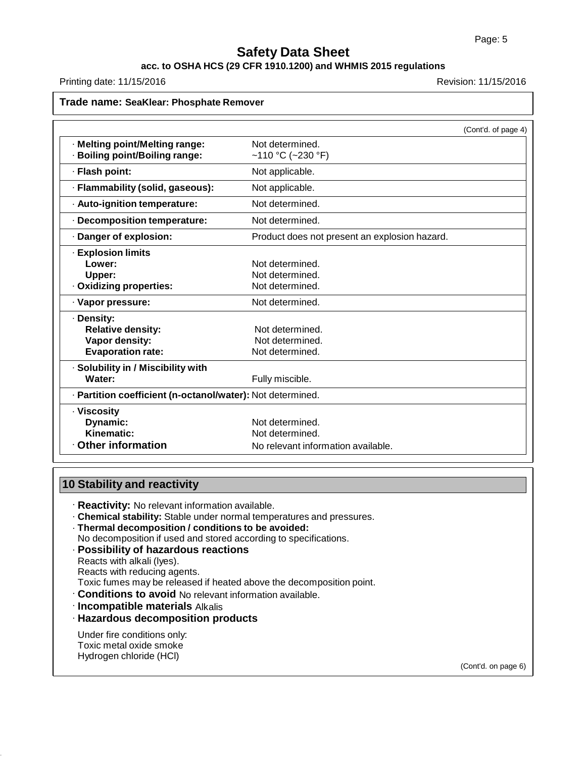**Trade name: SeaKlear: Phosphate Remover**

(Cont'd. of page 4)

| | |
|---|---|
| · **Melting point/Melting range:** | Not determined. |
| · **Boiling point/Boiling range:** | ~110 °C (~230 °F) |
| · **Flash point:** | Not applicable. |
| · **Flammability (solid, gaseous):** | Not applicable. |
| · **Auto-ignition temperature:** | Not determined. |
| · **Decomposition temperature:** | Not determined. |
| · **Danger of explosion:** | Product does not present an explosion hazard. |
| · **Explosion limits** | |
| **Lower:** | Not determined. |
| **Upper:** | Not determined. |
| · **Oxidizing properties:** | Not determined. |
| · **Vapor pressure:** | Not determined. |
| · **Density:** | |
| **Relative density:** | Not determined. |
| **Vapor density:** | Not determined. |
| **Evaporation rate:** | Not determined. |
| · **Solubility in / Miscibility with** | |
| **Water:** | Fully miscible. |
| · **Partition coefficient (n-octanol/water):** | Not determined. |
| · **Viscosity** | |
| **Dynamic:** | Not determined. |
| **Kinematic:** | Not determined. |
| · **Other information** | No relevant information available. |

## 10 Stability and reactivity

· **Reactivity:** No relevant information available.
· **Chemical stability:** Stable under normal temperatures and pressures.
· **Thermal decomposition / conditions to be avoided:**
No decomposition if used and stored according to specifications.
· **Possibility of hazardous reactions**
Reacts with alkali (lyes).
Reacts with reducing agents.
Toxic fumes may be released if heated above the decomposition point.
· **Conditions to avoid** No relevant information available.
· **Incompatible materials** Alkalis
· **Hazardous decomposition products**

Under fire conditions only:
Toxic metal oxide smoke
Hydrogen chloride (HCl)

(Cont'd. on page 6)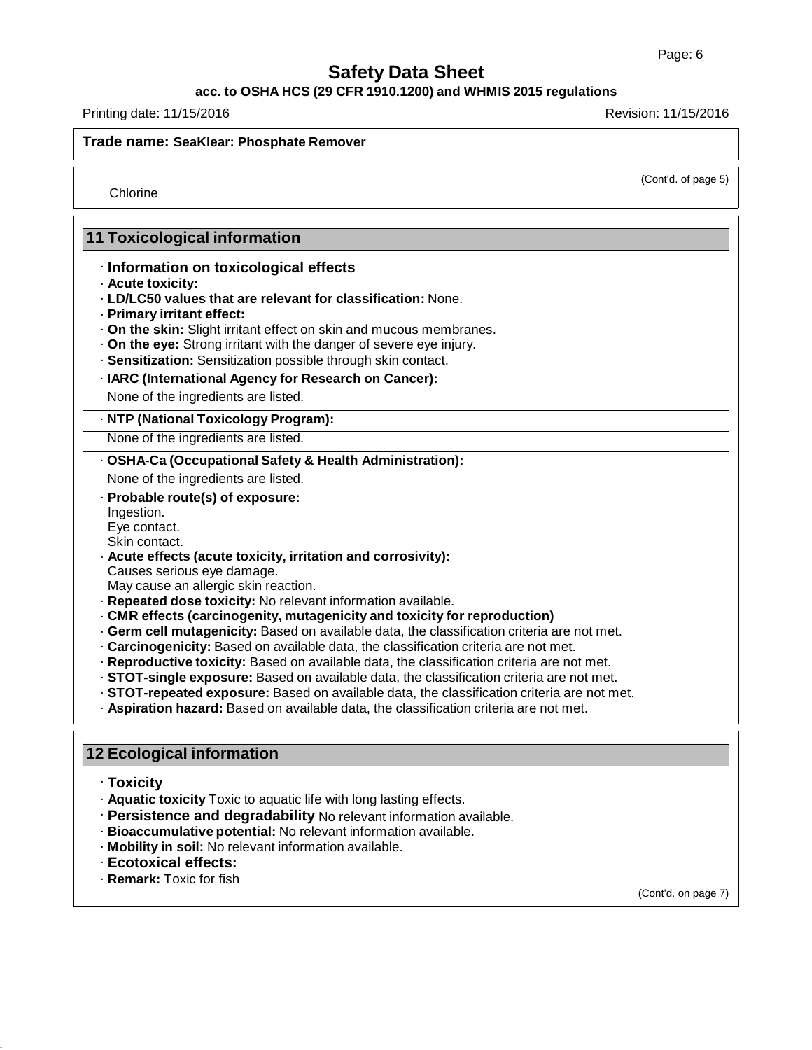**Trade name: SeaKlear: Phosphate Remover**

(Cont'd. of page 5)

Chlorine

## 11 Toxicological information

· **Information on toxicological effects**
· **Acute toxicity:**
· **LD/LC50 values that are relevant for classification:** None.
· **Primary irritant effect:**
· **On the skin:** Slight irritant effect on skin and mucous membranes.
· **On the eye:** Strong irritant with the danger of severe eye injury.
· **Sensitization:** Sensitization possible through skin contact.

| · **IARC (International Agency for Research on Cancer):** |
|---|
| None of the ingredients are listed. |
| · **NTP (National Toxicology Program):** |
| None of the ingredients are listed. |
| · **OSHA-Ca (Occupational Safety & Health Administration):** |
| None of the ingredients are listed. |

· **Probable route(s) of exposure:**
Ingestion.
Eye contact.
Skin contact.
· **Acute effects (acute toxicity, irritation and corrosivity):**
Causes serious eye damage.
May cause an allergic skin reaction.
· **Repeated dose toxicity:** No relevant information available.
· **CMR effects (carcinogenity, mutagenicity and toxicity for reproduction)**
· **Germ cell mutagenicity:** Based on available data, the classification criteria are not met.
· **Carcinogenicity:** Based on available data, the classification criteria are not met.
· **Reproductive toxicity:** Based on available data, the classification criteria are not met.
· **STOT-single exposure:** Based on available data, the classification criteria are not met.
· **STOT-repeated exposure:** Based on available data, the classification criteria are not met.
· **Aspiration hazard:** Based on available data, the classification criteria are not met.

## 12 Ecological information

· **Toxicity**
· **Aquatic toxicity** Toxic to aquatic life with long lasting effects.
· **Persistence and degradability** No relevant information available.
· **Bioaccumulative potential:** No relevant information available.
· **Mobility in soil:** No relevant information available.
· **Ecotoxical effects:**
· **Remark:** Toxic for fish

(Cont'd. on page 7)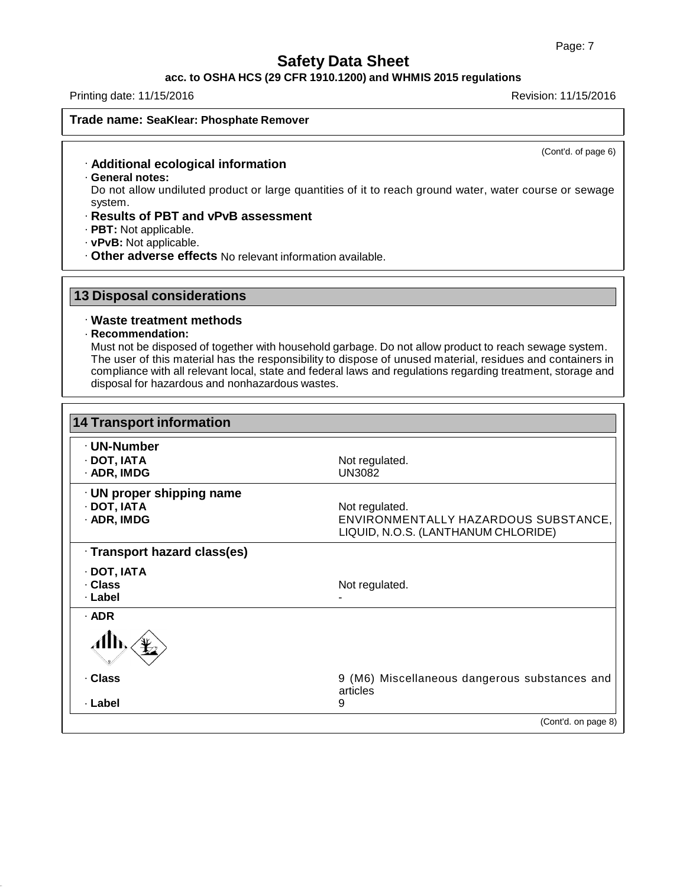**Trade name: SeaKlear: Phosphate Remover**

(Cont'd. of page 6)

· **Additional ecological information**

· **General notes:**
Do not allow undiluted product or large quantities of it to reach ground water, water course or sewage system.

· **Results of PBT and vPvB assessment**

· **PBT:** Not applicable.

· **vPvB:** Not applicable.

· **Other adverse effects** No relevant information available.

## 13 Disposal considerations

· **Waste treatment methods**

· **Recommendation:**
Must not be disposed of together with household garbage. Do not allow product to reach sewage system. The user of this material has the responsibility to dispose of unused material, residues and containers in compliance with all relevant local, state and federal laws and regulations regarding treatment, storage and disposal for hazardous and nonhazardous wastes.

## 14 Transport information

| | |
|---|---|
| · **UN-Number** | |
| · **DOT, IATA** | Not regulated. |
| · **ADR, IMDG** | UN3082 |
| · **UN proper shipping name** | |
| · **DOT, IATA** | Not regulated. |
| · **ADR, IMDG** | ENVIRONMENTALLY HAZARDOUS SUBSTANCE, LIQUID, N.O.S. (LANTHANUM CHLORIDE) |
| · **Transport hazard class(es)** | |
| · **DOT, IATA** | |
| · **Class** | Not regulated. |
| · **Label** | - |
| · **ADR** | |
| · **Class** | 9 (M6) Miscellaneous dangerous substances and articles |
| · **Label** | 9 |

(Cont'd. on page 8)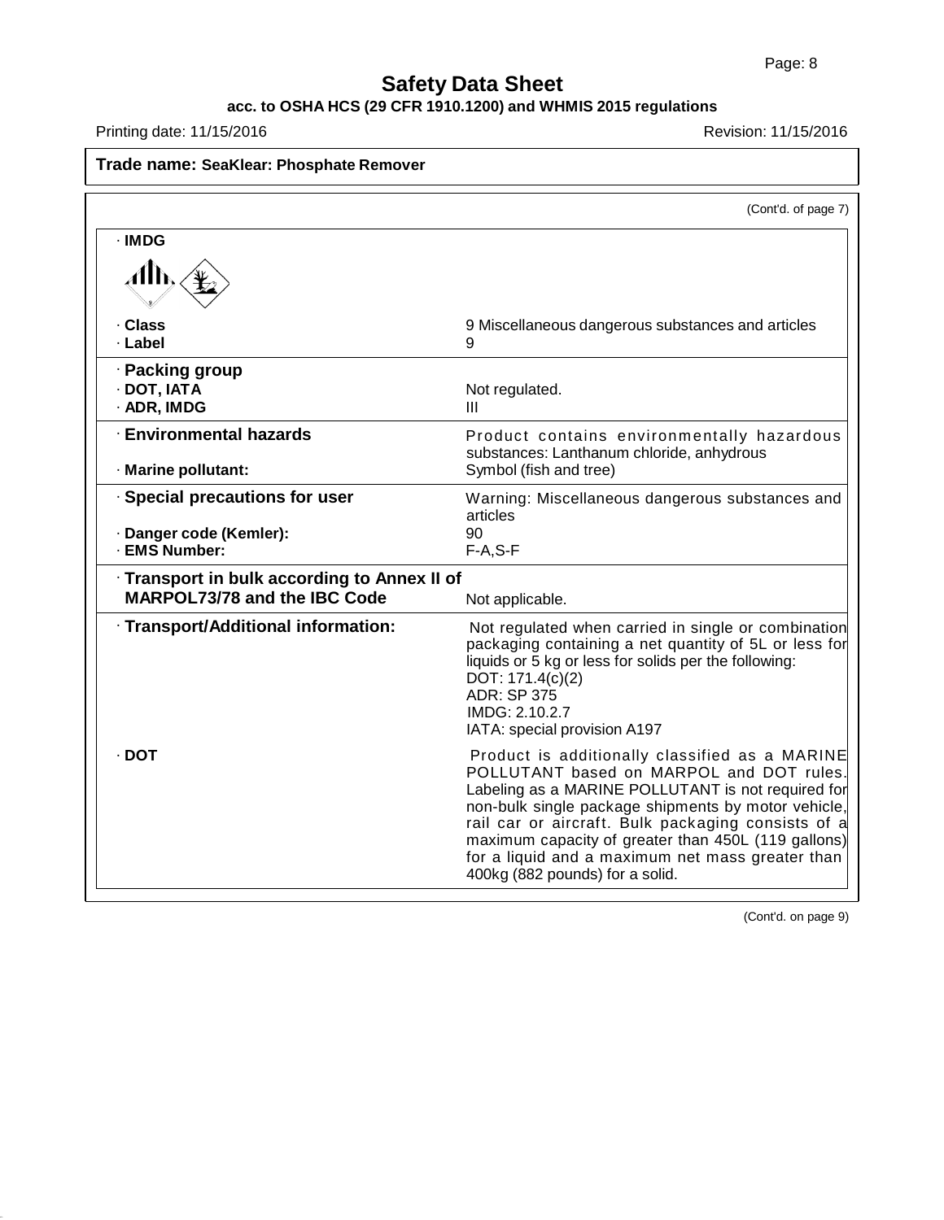# Safety Data Sheet

**acc. to OSHA HCS (29 CFR 1910.1200) and WHMIS 2015 regulations**

Printing date: 11/15/2016 Revision: 11/15/2016

**Trade name: SeaKlear: Phosphate Remover**

(Cont'd. of page 7)

· **IMDG**

| | |
|---|---|
| · **Class** | 9 Miscellaneous dangerous substances and articles |
| · **Label** | 9 |
| · **Packing group** | |
| · **DOT, IATA** | Not regulated. |
| · **ADR, IMDG** | III |
| · **Environmental hazards** | Product contains environmentally hazardous substances: Lanthanum chloride, anhydrous |
| · **Marine pollutant:** | Symbol (fish and tree) |
| · **Special precautions for user** | Warning: Miscellaneous dangerous substances and articles |
| · **Danger code (Kemler):** | 90 |
| · **EMS Number:** | F-A,S-F |
| · **Transport in bulk according to Annex II of MARPOL73/78 and the IBC Code** | Not applicable. |
| · **Transport/Additional information:** | Not regulated when carried in single or combination packaging containing a net quantity of 5L or less for liquids or 5 kg or less for solids per the following: DOT: 171.4(c)(2) ADR: SP 375 IMDG: 2.10.2.7 IATA: special provision A197 |
| · **DOT** | Product is additionally classified as a MARINE POLLUTANT based on MARPOL and DOT rules. Labeling as a MARINE POLLUTANT is not required for non-bulk single package shipments by motor vehicle, rail car or aircraft. Bulk packaging consists of a maximum capacity of greater than 450L (119 gallons) for a liquid and a maximum net mass greater than 400kg (882 pounds) for a solid. |

(Cont'd. on page 9)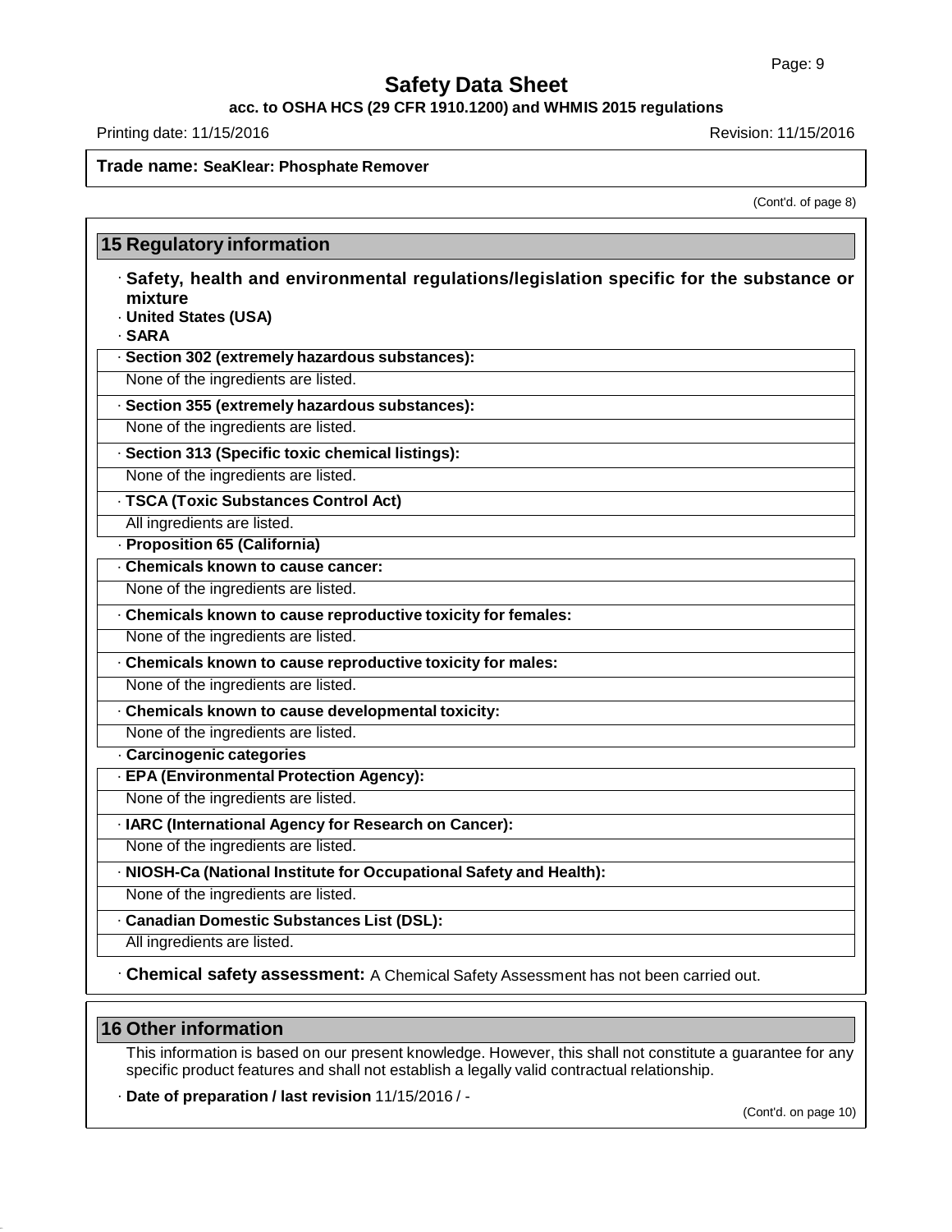**Trade name: SeaKlear: Phosphate Remover**

(Cont'd. of page 8)

## 15 Regulatory information

· **Safety, health and environmental regulations/legislation specific for the substance or mixture**

· **United States (USA)**

· **SARA**

· **Section 302 (extremely hazardous substances):**

None of the ingredients are listed.

· **Section 355 (extremely hazardous substances):**

None of the ingredients are listed.

· **Section 313 (Specific toxic chemical listings):**

None of the ingredients are listed.

· **TSCA (Toxic Substances Control Act)**

All ingredients are listed.

· **Proposition 65 (California)**

· **Chemicals known to cause cancer:**

None of the ingredients are listed.

· **Chemicals known to cause reproductive toxicity for females:**

None of the ingredients are listed.

· **Chemicals known to cause reproductive toxicity for males:**

None of the ingredients are listed.

· **Chemicals known to cause developmental toxicity:**

None of the ingredients are listed.

· **Carcinogenic categories**

· **EPA (Environmental Protection Agency):**

None of the ingredients are listed.

· **IARC (International Agency for Research on Cancer):**

None of the ingredients are listed.

· **NIOSH-Ca (National Institute for Occupational Safety and Health):**

None of the ingredients are listed.

· **Canadian Domestic Substances List (DSL):**

All ingredients are listed.

· **Chemical safety assessment:** A Chemical Safety Assessment has not been carried out.

## 16 Other information

This information is based on our present knowledge. However, this shall not constitute a guarantee for any specific product features and shall not establish a legally valid contractual relationship.

· **Date of preparation / last revision** 11/15/2016 / -

(Cont'd. on page 10)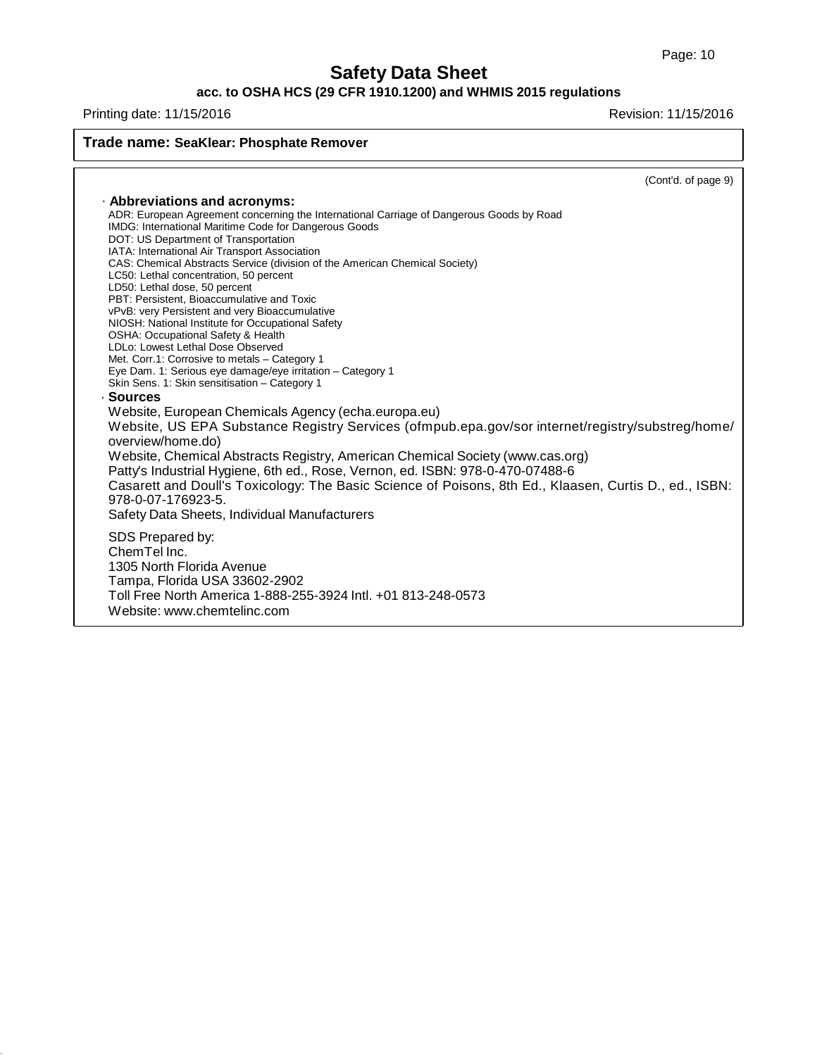(Cont'd. of page 9)

· **Abbreviations and acronyms:**

ADR: European Agreement concerning the International Carriage of Dangerous Goods by Road
IMDG: International Maritime Code for Dangerous Goods
DOT: US Department of Transportation
IATA: International Air Transport Association
CAS: Chemical Abstracts Service (division of the American Chemical Society)
LC50: Lethal concentration, 50 percent
LD50: Lethal dose, 50 percent
PBT: Persistent, Bioaccumulative and Toxic
vPvB: very Persistent and very Bioaccumulative
NIOSH: National Institute for Occupational Safety
OSHA: Occupational Safety & Health
LDLo: Lowest Lethal Dose Observed
Met. Corr.1: Corrosive to metals – Category 1
Eye Dam. 1: Serious eye damage/eye irritation – Category 1
Skin Sens. 1: Skin sensitisation – Category 1

· **Sources**

Website, European Chemicals Agency (echa.europa.eu)
Website, US EPA Substance Registry Services (ofmpub.epa.gov/sor internet/registry/substreg/home/overview/home.do)
Website, Chemical Abstracts Registry, American Chemical Society (www.cas.org)
Patty's Industrial Hygiene, 6th ed., Rose, Vernon, ed. ISBN: 978-0-470-07488-6
Casarett and Doull's Toxicology: The Basic Science of Poisons, 8th Ed., Klaasen, Curtis D., ed., ISBN: 978-0-07-176923-5.
Safety Data Sheets, Individual Manufacturers

SDS Prepared by:
ChemTel Inc.
1305 North Florida Avenue
Tampa, Florida USA 33602-2902
Toll Free North America 1-888-255-3924 Intl. +01 813-248-0573
Website: www.chemtelinc.com